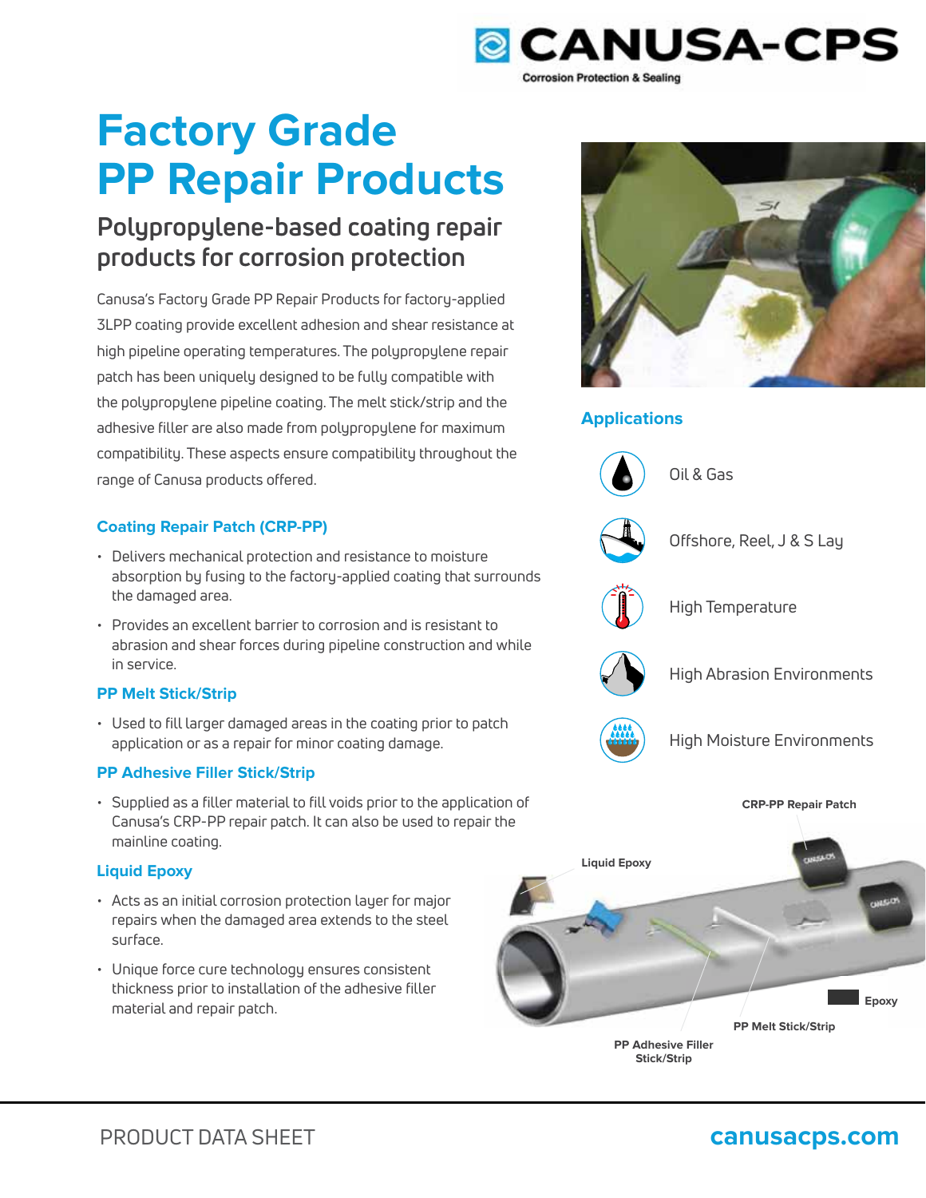CANUSA-CPS

Corrosion Protection & Sealing

# Factory Grade PP Repair Products

## Polypropylene-based coating repair products for corrosion protection

Canusa's Factory Grade PP Repair Products for factory-applied 3LPP coating provide excellent adhesion and shear resistance at high pipeline operating temperatures. The polypropylene repair patch has been uniquely designed to be fully compatible with the polypropylene pipeline coating. The melt stick/strip and the adhesive filler are also made from polypropylene for maximum compatibility. These aspects ensure compatibility throughout the range of Canusa products offered.

### Coating Repair Patch (CRP-PP)

- Delivers mechanical protection and resistance to moisture absorption by fusing to the factory-applied coating that surrounds the damaged area.
- Provides an excellent barrier to corrosion and is resistant to abrasion and shear forces during pipeline construction and while in service.

### PP Melt Stick/Strip

- Used to fill larger damaged areas in the coating prior to patch application or as a repair for minor coating damage.

### PP Adhesive Filler Stick/Strip

- Supplied as a filler material to fill voids prior to the application of Canusa's CRP-PP repair patch. It can also be used to repair the mainline coating.

### Liquid Epoxy

- Acts as an initial corrosion protection layer for major repairs when the damaged area extends to the steel surface.
- Unique force cure technology ensures consistent thickness prior to installation of the adhesive filler material and repair patch.

### Applications

- Oil & Gas
- Offshore, Reel, J & S Lay
- High Temperature
- High Abrasion Environments
- High Moisture Environments

CRP-PP Repair Patch

Liquid Epoxy

Epoxy

PP Melt Stick/Strip

PP Adhesive Filler Stick/Strip

PRODUCT DATA SHEET

canusacps.com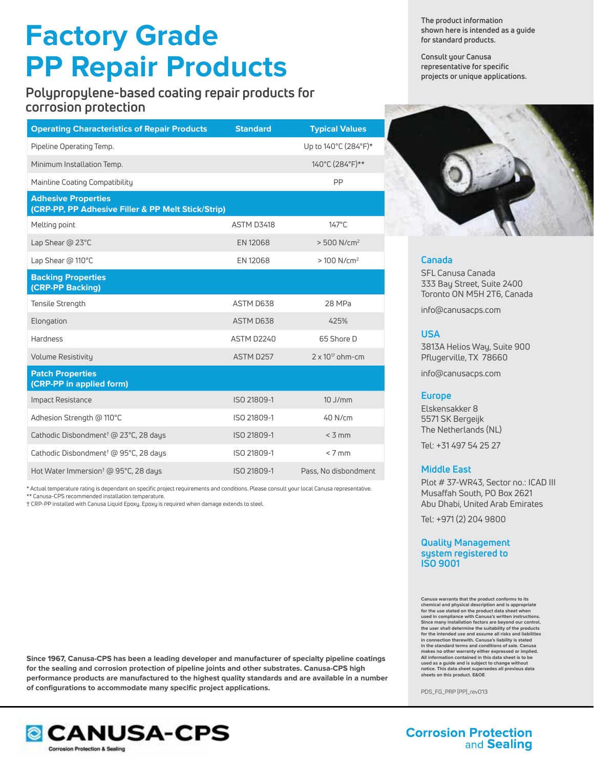# Factory Grade PP Repair Products

## Polypropylene-based coating repair products for corrosion protection

| Operating Characteristics of Repair Products | Standard | Typical Values |
|---|---|---|
| Pipeline Operating Temp. | | Up to 140°C (284°F)* |
| Minimum Installation Temp. | | 140°C (284°F)** |
| Mainline Coating Compatibility | | PP |
| **Adhesive Properties (CRP-PP, PP Adhesive Filler & PP Melt Stick/Strip)** | | |
| Melting point | ASTM D3418 | 147°C |
| Lap Shear @ 23°C | EN 12068 | > 500 N/cm$^2$ |
| Lap Shear @ 110°C | EN 12068 | > 100 N/cm$^2$ |
| **Backing Properties (CRP-PP Backing)** | | |
| Tensile Strength | ASTM D638 | 28 MPa |
| Elongation | ASTM D638 | 425% |
| Hardness | ASTM D2240 | 65 Shore D |
| Volume Resistivity | ASTM D257 | 2 x 10$^{17}$ ohm-cm |
| **Patch Properties (CRP-PP in applied form)** | | |
| Impact Resistance | ISO 21809-1 | 10 J/mm |
| Adhesion Strength @ 110°C | ISO 21809-1 | 40 N/cm |
| Cathodic Disbondment† @ 23°C, 28 days | ISO 21809-1 | < 3 mm |
| Cathodic Disbondment† @ 95°C, 28 days | ISO 21809-1 | < 7 mm |
| Hot Water Immersion† @ 95°C, 28 days | ISO 21809-1 | Pass, No disbondment |

* Actual temperature rating is dependant on specific project requirements and conditions. Please consult your local Canusa representative.
** Canusa-CPS recommended installation temperature.
† CRP-PP installed with Canusa Liquid Epoxy. Epoxy is required when damage extends to steel.

**Since 1967, Canusa-CPS has been a leading developer and manufacturer of specialty pipeline coatings for the sealing and corrosion protection of pipeline joints and other substrates. Canusa-CPS high performance products are manufactured to the highest quality standards and are available in a number of configurations to accommodate many specific project applications.**

**The product information shown here is intended as a guide for standard products.**

**Consult your Canusa representative for specific projects or unique applications.**

### Canada

SFL Canusa Canada
333 Bay Street, Suite 2400
Toronto ON M5H 2T6, Canada

info@canusacps.com

### USA

3813A Helios Way, Suite 900
Pflugerville, TX 78660

info@canusacps.com

### Europe

Elskensakker 8
5571 SK Bergeijk
The Netherlands (NL)

Tel: +31 497 54 25 27

### Middle East

Plot # 37-WR43, Sector no.: ICAD III
Musaffah South, PO Box 2621
Abu Dhabi, United Arab Emirates

Tel: +971 (2) 204 9800

### Quality Management system registered to ISO 9001

**Canusa warrants that the product conforms to its chemical and physical description and is appropriate for the use stated on the product data sheet when used in compliance with Canusa's written instructions. Since many installation factors are beyond our control, the user shall determine the suitability of the products for the intended use and assume all risks and liabilities in connection therewith. Canusa's liability is stated in the standard terms and conditions of sale. Canusa makes no other warranty either expressed or implied. All information contained in this data sheet is to be used as a guide and is subject to change without notice. This data sheet supersedes all previous data sheets on this product. E&OE**

PDS_FG_PRP (PP)_rev013

CANUSA-CPS
Corrosion Protection & Sealing

Corrosion Protection and **Sealing**